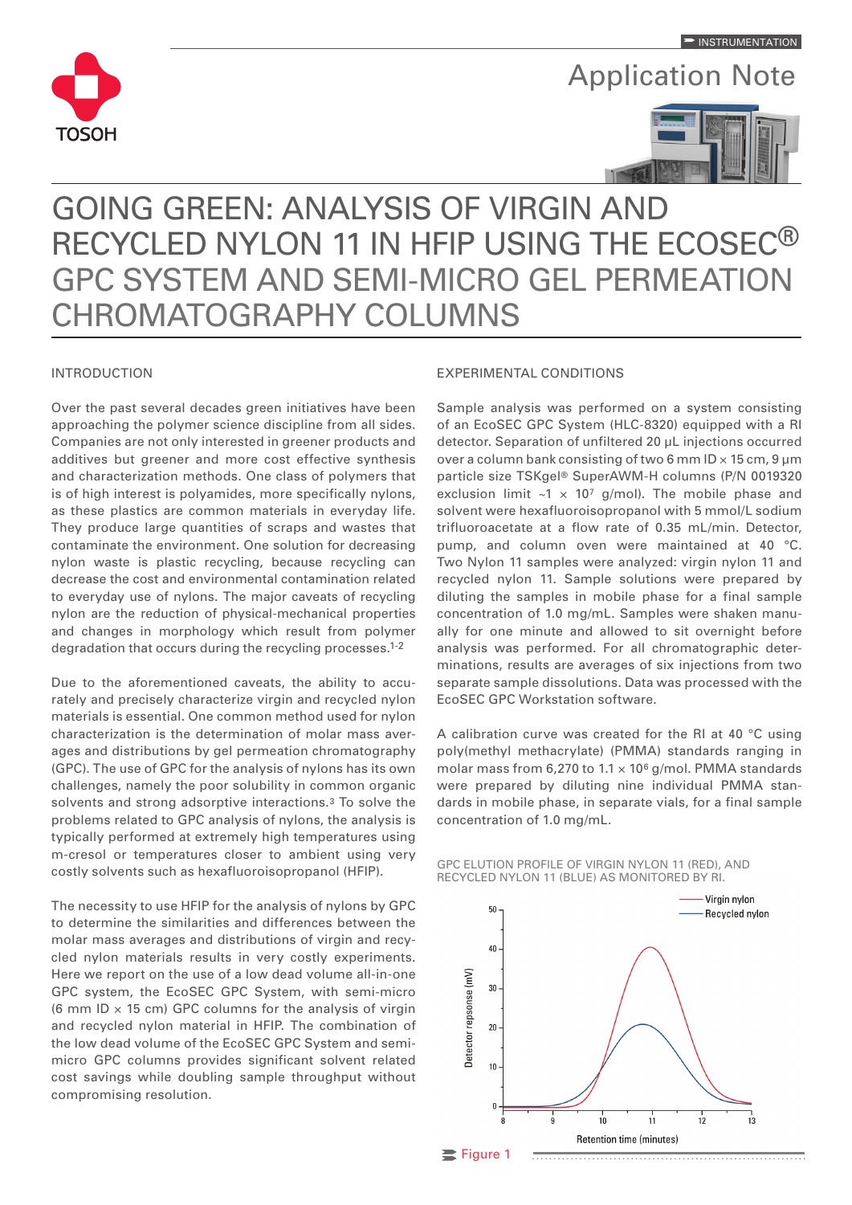INSTRUMENTATION

Application Note

# GOING GREEN: ANALYSIS OF VIRGIN AND RECYCLED NYLON 11 IN HFIP USING THE ECOSEC® GPC SYSTEM AND SEMI-MICRO GEL PERMEATION CHROMATOGRAPHY COLUMNS

## INTRODUCTION

Over the past several decades green initiatives have been approaching the polymer science discipline from all sides. Companies are not only interested in greener products and additives but greener and more cost effective synthesis and characterization methods. One class of polymers that is of high interest is polyamides, more specifically nylons, as these plastics are common materials in everyday life. They produce large quantities of scraps and wastes that contaminate the environment. One solution for decreasing nylon waste is plastic recycling, because recycling can decrease the cost and environmental contamination related to everyday use of nylons. The major caveats of recycling nylon are the reduction of physical-mechanical properties and changes in morphology which result from polymer degradation that occurs during the recycling processes.[1-2]

Due to the aforementioned caveats, the ability to accurately and precisely characterize virgin and recycled nylon materials is essential. One common method used for nylon characterization is the determination of molar mass averages and distributions by gel permeation chromatography (GPC). The use of GPC for the analysis of nylons has its own challenges, namely the poor solubility in common organic solvents and strong adsorptive interactions.[3] To solve the problems related to GPC analysis of nylons, the analysis is typically performed at extremely high temperatures using m-cresol or temperatures closer to ambient using very costly solvents such as hexafluoroisopropanol (HFIP).

The necessity to use HFIP for the analysis of nylons by GPC to determine the similarities and differences between the molar mass averages and distributions of virgin and recycled nylon materials results in very costly experiments. Here we report on the use of a low dead volume all-in-one GPC system, the EcoSEC GPC System, with semi-micro (6 mm ID × 15 cm) GPC columns for the analysis of virgin and recycled nylon material in HFIP. The combination of the low dead volume of the EcoSEC GPC System and semi-micro GPC columns provides significant solvent related cost savings while doubling sample throughput without compromising resolution.

## EXPERIMENTAL CONDITIONS

Sample analysis was performed on a system consisting of an EcoSEC GPC System (HLC-8320) equipped with a RI detector. Separation of unfiltered 20 μL injections occurred over a column bank consisting of two 6 mm ID × 15 cm, 9 μm particle size TSKgel® SuperAWM-H columns (P/N 0019320 exclusion limit ~1 × $10^7$ g/mol). The mobile phase and solvent were hexafluoroisopropanol with 5 mmol/L sodium trifluoroacetate at a flow rate of 0.35 mL/min. Detector, pump, and column oven were maintained at 40 °C. Two Nylon 11 samples were analyzed: virgin nylon 11 and recycled nylon 11. Sample solutions were prepared by diluting the samples in mobile phase for a final sample concentration of 1.0 mg/mL. Samples were shaken manually for one minute and allowed to sit overnight before analysis was performed. For all chromatographic determinations, results are averages of six injections from two separate sample dissolutions. Data was processed with the EcoSEC GPC Workstation software.

A calibration curve was created for the RI at 40 °C using poly(methyl methacrylate) (PMMA) standards ranging in molar mass from 6,270 to 1.1 × $10^6$ g/mol. PMMA standards were prepared by diluting nine individual PMMA standards in mobile phase, in separate vials, for a final sample concentration of 1.0 mg/mL.

GPC ELUTION PROFILE OF VIRGIN NYLON 11 (RED), AND RECYCLED NYLON 11 (BLUE) AS MONITORED BY RI.

Figure 1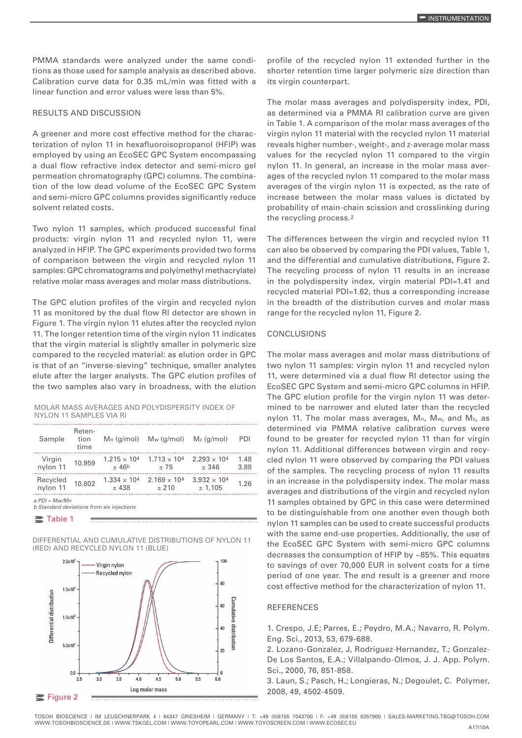PMMA standards were analyzed under the same conditions as those used for sample analysis as described above. Calibration curve data for 0.35 mL/min was fitted with a linear function and error values were less than 5%.

## RESULTS AND DISCUSSION

A greener and more cost effective method for the characterization of nylon 11 in hexafluoroisopropanol (HFIP) was employed by using an EcoSEC GPC System encompassing a dual flow refractive index detector and semi-micro gel permeation chromatography (GPC) columns. The combination of the low dead volume of the EcoSEC GPC System and semi-micro GPC columns provides significantly reduce solvent related costs.

Two nylon 11 samples, which produced successful final products: virgin nylon 11 and recycled nylon 11, were analyzed in HFIP. The GPC experiments provided two forms of comparison between the virgin and recycled nylon 11 samples: GPC chromatograms and poly(methyl methacrylate) relative molar mass averages and molar mass distributions.

The GPC elution profiles of the virgin and recycled nylon 11 as monitored by the dual flow RI detector are shown in Figure 1. The virgin nylon 11 elutes after the recycled nylon 11. The longer retention time of the virgin nylon 11 indicates that the virgin material is slightly smaller in polymeric size compared to the recycled material: as elution order in GPC is that of an “inverse-sieving” technique, smaller analytes elute after the larger analytes. The GPC elution profiles of the two samples also vary in broadness, with the elution profile of the recycled nylon 11 extended further in the shorter retention time larger polymeric size direction than its virgin counterpart.

MOLAR MASS AVERAGES AND POLYDISPERSITY INDEX OF NYLON 11 SAMPLES VIA RI

| Sample | Retention time | $M_n$ (g/mol) | $M_w$ (g/mol) | $M_z$ (g/mol) | PDI |
|---|---|---|---|---|---|
| Virgin nylon 11 | 10.959 | $1.215 \times 10^4$ ± 46[b] | $1.713 \times 10^4$ ± 75 | $2.293 \times 10^4$ ± 346 | 1.48 3.88 |
| Recycled nylon 11 | 10.802 | $1.334 \times 10^4$ ± 438 | $2.169 \times 10^4$ ± 210 | $3.932 \times 10^4$ ± 1,105 | 1.26 |

*a PDI = Mw/Mn*
*b Standard deviations from six injections*

Table 1

The molar mass averages and polydispersity index, PDI, as determined via a PMMA RI calibration curve are given in Table 1. A comparison of the molar mass averages of the virgin nylon 11 material with the recycled nylon 11 material reveals higher number-, weight-, and z-average molar mass values for the recycled nylon 11 compared to the virgin nylon 11. In general, an increase in the molar mass averages of the recycled nylon 11 compared to the molar mass averages of the virgin nylon 11 is expected, as the rate of increase between the molar mass values is dictated by probability of main-chain scission and crosslinking during the recycling process.[2]

The differences between the virgin and recycled nylon 11 can also be observed by comparing the PDI values, Table 1, and the differential and cumulative distributions, Figure 2. The recycling process of nylon 11 results in an increase in the polydispersity index, virgin material PDI=1.41 and recycled material PDI=1.62, thus a corresponding increase in the breadth of the distribution curves and molar mass range for the recycled nylon 11, Figure 2.

DIFFERENTIAL AND CUMULATIVE DISTRIBUTIONS OF NYLON 11 (RED) AND RECYCLED NYLON 11 (BLUE)

Virgin nylon
Recycled nylon
Differential distribution
Cumulative distribution
Log molar mass
2.0x10⁵
1.5x10⁵
1.0x10⁵
5.0x10⁴
0.0
2.5 3.0 3.5 4.0 4.5 5.0 5.5 6.0
100 80 60 40 20 0

Figure 2

## CONCLUSIONS

The molar mass averages and molar mass distributions of two nylon 11 samples: virgin nylon 11 and recycled nylon 11, were determined via a dual flow RI detector using the EcoSEC GPC System and semi-micro GPC columns in HFIP. The GPC elution profile for the virgin nylon 11 was determined to be narrower and eluted later than the recycled nylon 11. The molar mass averages, $M_n$, $M_w$, and $M_z$, as determined via PMMA relative calibration curves were found to be greater for recycled nylon 11 than for virgin nylon 11. Additional differences between virgin and recycled nylon 11 were observed by comparing the PDI values of the samples. The recycling process of nylon 11 results in an increase in the polydispersity index. The molar mass averages and distributions of the virgin and recycled nylon 11 samples obtained by GPC in this case were determined to be distinguishable from one another even though both nylon 11 samples can be used to create successful products with the same end-use properties. Additionally, the use of the EcoSEC GPC System with semi-micro GPC columns decreases the consumption of HFIP by ~85%. This equates to savings of over 70,000 EUR in solvent costs for a time period of one year. The end result is a greener and more cost effective method for the characterization of nylon 11.

## REFERENCES

1. Crespo, J.E; Parres, E.; Peydro, M.A.; Navarro, R. Polym. Eng. Sci., 2013, 53, 679-688.
2. Lozano-Gonzalez, J, Rodriguez-Hernandez, T.; Gonzalez-De Los Santos, E.A.; Villalpando-Olmos, J. J. App. Polym. Sci., 2000, 76, 851-858.
3. Laun, S.; Pasch, H.; Longieras, N.; Degoulet, C. Polymer, 2008, 49, 4502-4509.